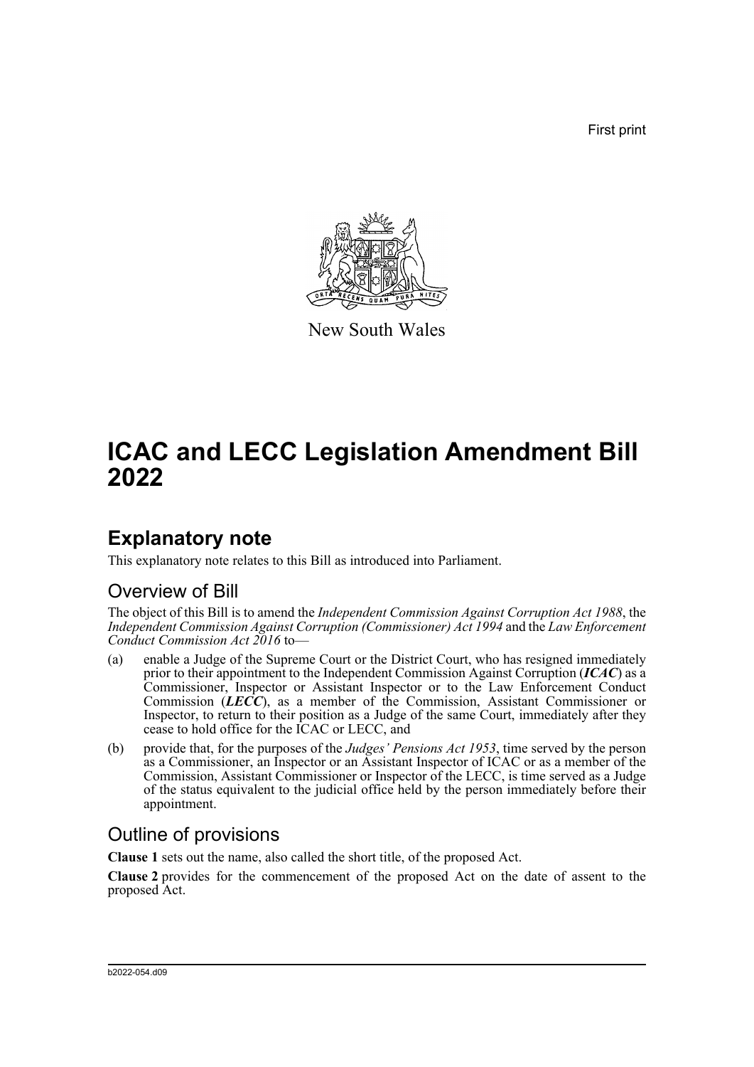First print

New South Wales

# ICAC and LECC Legislation Amendment Bill 2022

## Explanatory note

This explanatory note relates to this Bill as introduced into Parliament.

### Overview of Bill

The object of this Bill is to amend the *Independent Commission Against Corruption Act 1988*, the *Independent Commission Against Corruption (Commissioner) Act 1994* and the *Law Enforcement Conduct Commission Act 2016* to—

(a) enable a Judge of the Supreme Court or the District Court, who has resigned immediately prior to their appointment to the Independent Commission Against Corruption (***ICAC***) as a Commissioner, Inspector or Assistant Inspector or to the Law Enforcement Conduct Commission (***LECC***), as a member of the Commission, Assistant Commissioner or Inspector, to return to their position as a Judge of the same Court, immediately after they cease to hold office for the ICAC or LECC, and

(b) provide that, for the purposes of the *Judges' Pensions Act 1953*, time served by the person as a Commissioner, an Inspector or an Assistant Inspector of ICAC or as a member of the Commission, Assistant Commissioner or Inspector of the LECC, is time served as a Judge of the status equivalent to the judicial office held by the person immediately before their appointment.

### Outline of provisions

**Clause 1** sets out the name, also called the short title, of the proposed Act.

**Clause 2** provides for the commencement of the proposed Act on the date of assent to the proposed Act.

b2022-054.d09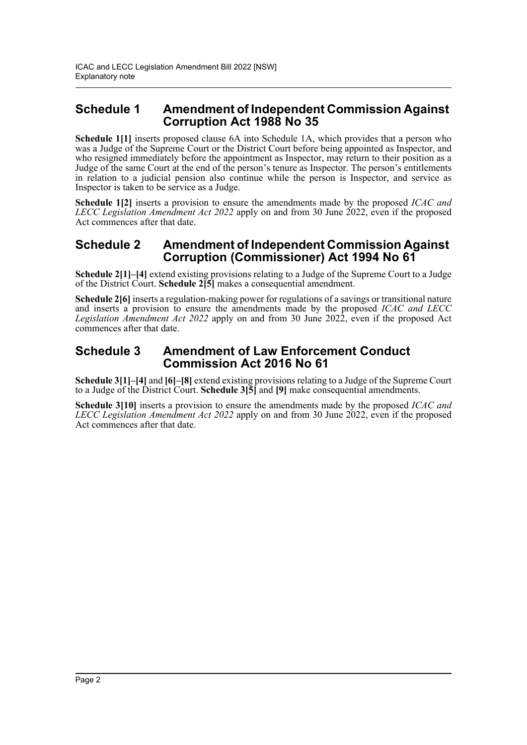## Schedule 1 Amendment of Independent Commission Against Corruption Act 1988 No 35

**Schedule 1[1]** inserts proposed clause 6A into Schedule 1A, which provides that a person who was a Judge of the Supreme Court or the District Court before being appointed as Inspector, and who resigned immediately before the appointment as Inspector, may return to their position as a Judge of the same Court at the end of the person's tenure as Inspector. The person's entitlements in relation to a judicial pension also continue while the person is Inspector, and service as Inspector is taken to be service as a Judge.

**Schedule 1[2]** inserts a provision to ensure the amendments made by the proposed *ICAC and LECC Legislation Amendment Act 2022* apply on and from 30 June 2022, even if the proposed Act commences after that date.

## Schedule 2 Amendment of Independent Commission Against Corruption (Commissioner) Act 1994 No 61

**Schedule 2[1]–[4]** extend existing provisions relating to a Judge of the Supreme Court to a Judge of the District Court. **Schedule 2[5]** makes a consequential amendment.

**Schedule 2[6]** inserts a regulation-making power for regulations of a savings or transitional nature and inserts a provision to ensure the amendments made by the proposed *ICAC and LECC Legislation Amendment Act 2022* apply on and from 30 June 2022, even if the proposed Act commences after that date.

## Schedule 3 Amendment of Law Enforcement Conduct Commission Act 2016 No 61

**Schedule 3[1]–[4]** and **[6]–[8]** extend existing provisions relating to a Judge of the Supreme Court to a Judge of the District Court. **Schedule 3[5]** and **[9]** make consequential amendments.

**Schedule 3[10]** inserts a provision to ensure the amendments made by the proposed *ICAC and LECC Legislation Amendment Act 2022* apply on and from 30 June 2022, even if the proposed Act commences after that date.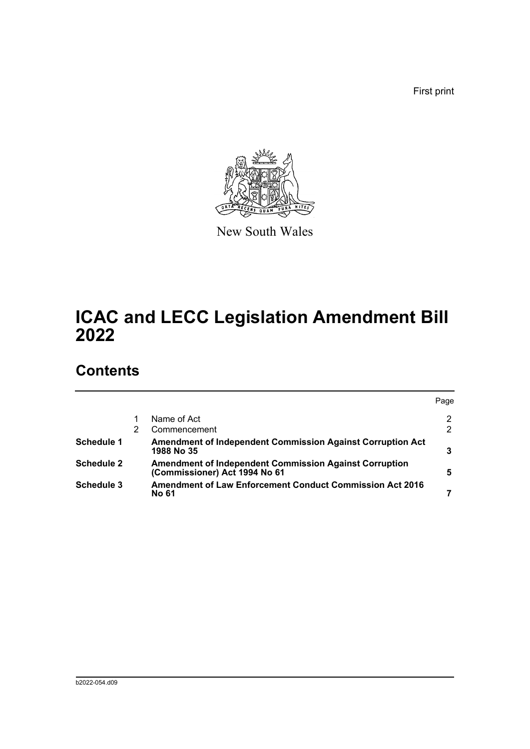First print

New South Wales

# ICAC and LECC Legislation Amendment Bill 2022

## Contents

| | | | Page |
|---|---|---|---|
| | 1 | Name of Act | 2 |
| | 2 | Commencement | 2 |
| **Schedule 1** | | **Amendment of Independent Commission Against Corruption Act 1988 No 35** | **3** |
| **Schedule 2** | | **Amendment of Independent Commission Against Corruption (Commissioner) Act 1994 No 61** | **5** |
| **Schedule 3** | | **Amendment of Law Enforcement Conduct Commission Act 2016 No 61** | **7** |

b2022-054.d09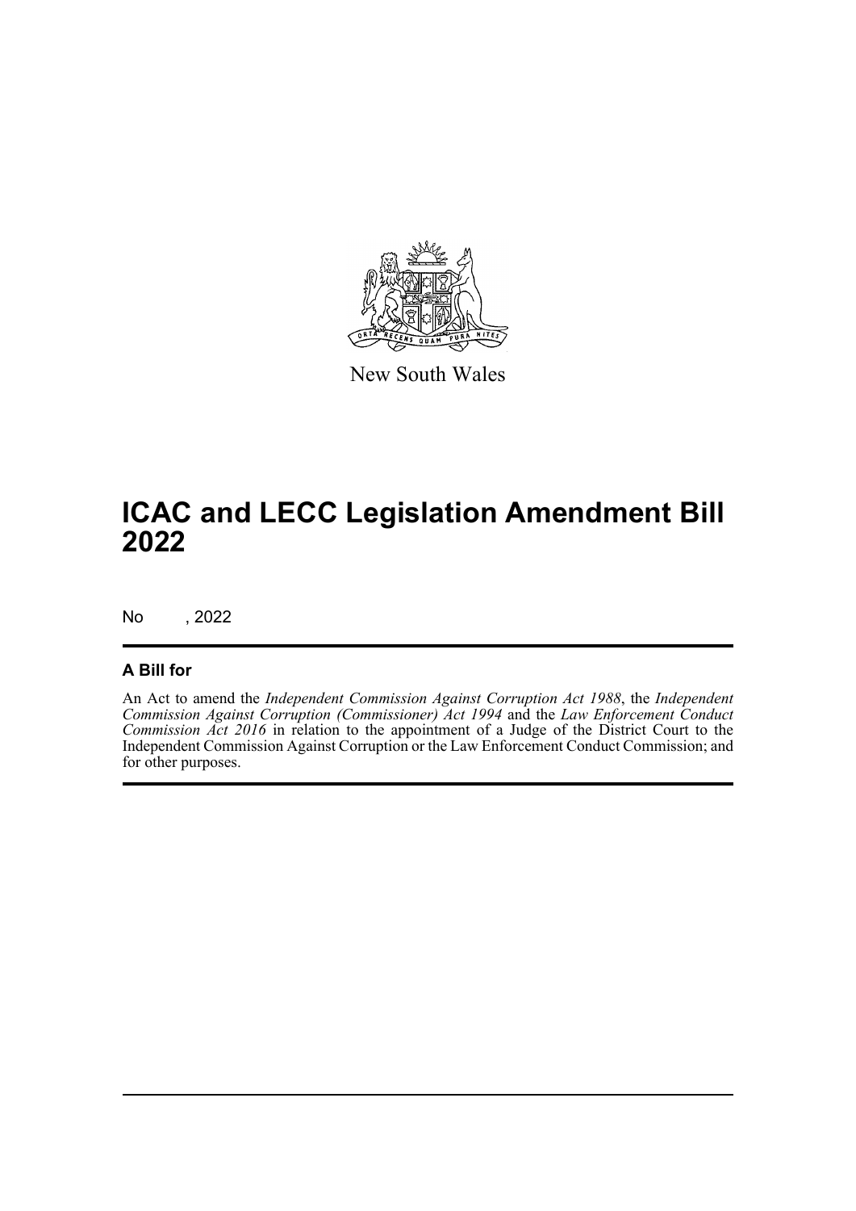New South Wales

# ICAC and LECC Legislation Amendment Bill 2022

No , 2022

## A Bill for

An Act to amend the *Independent Commission Against Corruption Act 1988*, the *Independent Commission Against Corruption (Commissioner) Act 1994* and the *Law Enforcement Conduct Commission Act 2016* in relation to the appointment of a Judge of the District Court to the Independent Commission Against Corruption or the Law Enforcement Conduct Commission; and for other purposes.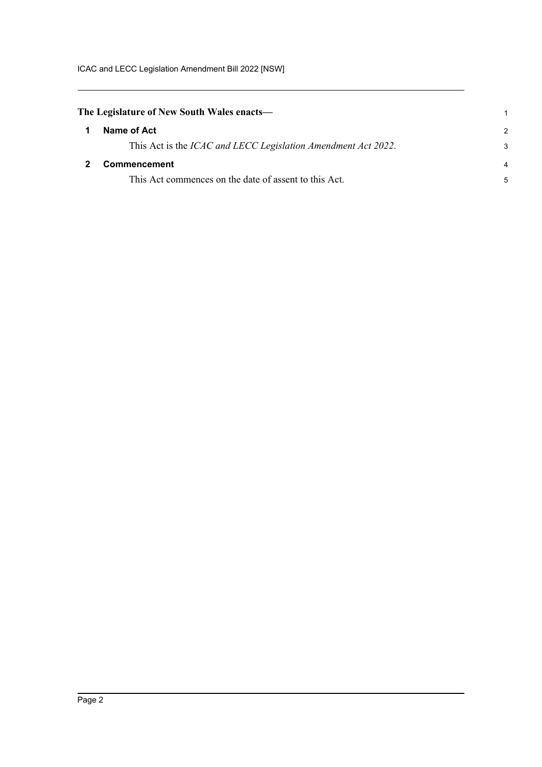**The Legislature of New South Wales enacts—**

## 1 Name of Act

This Act is the *ICAC and LECC Legislation Amendment Act 2022*.

## 2 Commencement

This Act commences on the date of assent to this Act.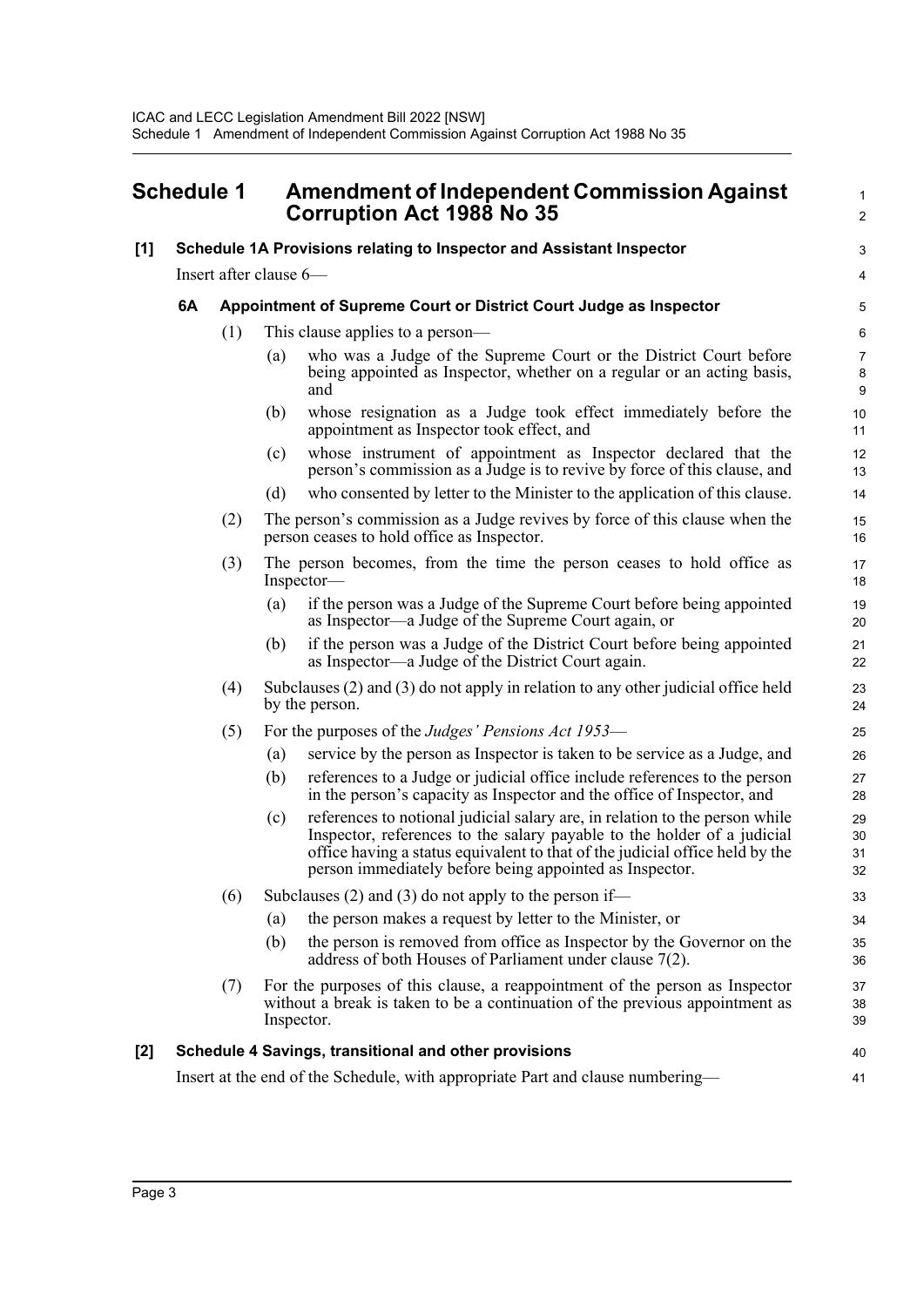# Schedule 1 Amendment of Independent Commission Against Corruption Act 1988 No 35

**[1] Schedule 1A Provisions relating to Inspector and Assistant Inspector**

Insert after clause 6—

**6A Appointment of Supreme Court or District Court Judge as Inspector**

(1) This clause applies to a person—

(a) who was a Judge of the Supreme Court or the District Court before being appointed as Inspector, whether on a regular or an acting basis, and

(b) whose resignation as a Judge took effect immediately before the appointment as Inspector took effect, and

(c) whose instrument of appointment as Inspector declared that the person's commission as a Judge is to revive by force of this clause, and

(d) who consented by letter to the Minister to the application of this clause.

(2) The person's commission as a Judge revives by force of this clause when the person ceases to hold office as Inspector.

(3) The person becomes, from the time the person ceases to hold office as Inspector—

(a) if the person was a Judge of the Supreme Court before being appointed as Inspector—a Judge of the Supreme Court again, or

(b) if the person was a Judge of the District Court before being appointed as Inspector—a Judge of the District Court again.

(4) Subclauses (2) and (3) do not apply in relation to any other judicial office held by the person.

(5) For the purposes of the *Judges' Pensions Act 1953*—

(a) service by the person as Inspector is taken to be service as a Judge, and

(b) references to a Judge or judicial office include references to the person in the person's capacity as Inspector and the office of Inspector, and

(c) references to notional judicial salary are, in relation to the person while Inspector, references to the salary payable to the holder of a judicial office having a status equivalent to that of the judicial office held by the person immediately before being appointed as Inspector.

(6) Subclauses (2) and (3) do not apply to the person if—

(a) the person makes a request by letter to the Minister, or

(b) the person is removed from office as Inspector by the Governor on the address of both Houses of Parliament under clause 7(2).

(7) For the purposes of this clause, a reappointment of the person as Inspector without a break is taken to be a continuation of the previous appointment as Inspector.

**[2] Schedule 4 Savings, transitional and other provisions**

Insert at the end of the Schedule, with appropriate Part and clause numbering—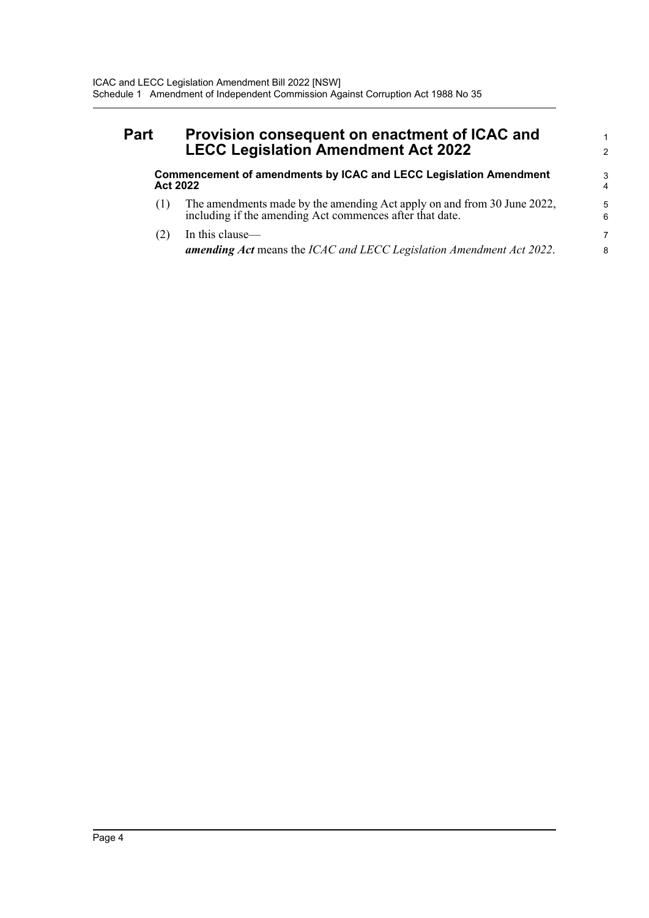# Part Provision consequent on enactment of ICAC and LECC Legislation Amendment Act 2022

### Commencement of amendments by ICAC and LECC Legislation Amendment Act 2022

(1) The amendments made by the amending Act apply on and from 30 June 2022, including if the amending Act commences after that date.

(2) In this clause—

***amending Act*** means the *ICAC and LECC Legislation Amendment Act 2022*.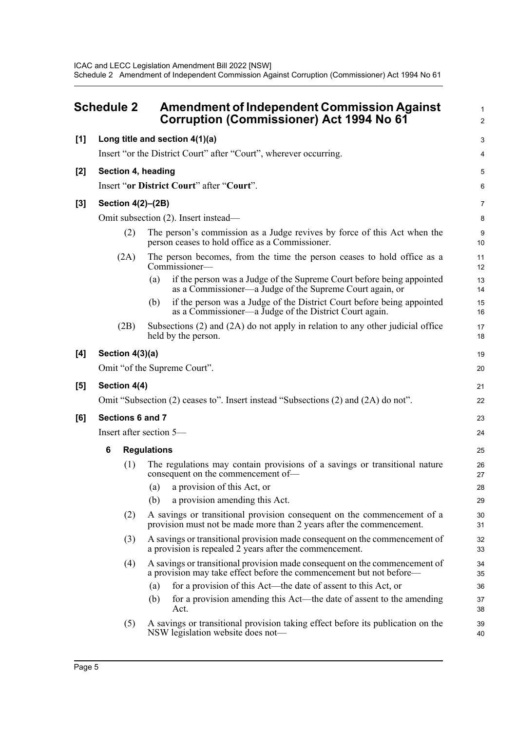## Schedule 2 Amendment of Independent Commission Against Corruption (Commissioner) Act 1994 No 61

**[1] Long title and section 4(1)(a)**

Insert "or the District Court" after "Court", wherever occurring.

**[2] Section 4, heading**

Insert "**or District Court**" after "**Court**".

**[3] Section 4(2)–(2B)**

Omit subsection (2). Insert instead—

(2) The person's commission as a Judge revives by force of this Act when the person ceases to hold office as a Commissioner.

(2A) The person becomes, from the time the person ceases to hold office as a Commissioner—

(a) if the person was a Judge of the Supreme Court before being appointed as a Commissioner—a Judge of the Supreme Court again, or

(b) if the person was a Judge of the District Court before being appointed as a Commissioner—a Judge of the District Court again.

(2B) Subsections (2) and (2A) do not apply in relation to any other judicial office held by the person.

**[4] Section 4(3)(a)**

Omit "of the Supreme Court".

**[5] Section 4(4)**

Omit "Subsection (2) ceases to". Insert instead "Subsections (2) and (2A) do not".

**[6] Sections 6 and 7**

Insert after section 5—

**6 Regulations**

(1) The regulations may contain provisions of a savings or transitional nature consequent on the commencement of—

(a) a provision of this Act, or

(b) a provision amending this Act.

(2) A savings or transitional provision consequent on the commencement of a provision must not be made more than 2 years after the commencement.

(3) A savings or transitional provision made consequent on the commencement of a provision is repealed 2 years after the commencement.

(4) A savings or transitional provision made consequent on the commencement of a provision may take effect before the commencement but not before—

(a) for a provision of this Act—the date of assent to this Act, or

(b) for a provision amending this Act—the date of assent to the amending Act.

(5) A savings or transitional provision taking effect before its publication on the NSW legislation website does not—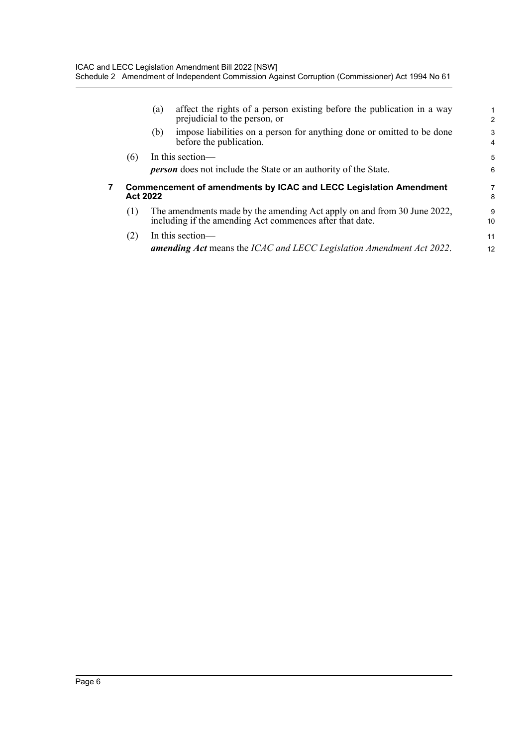(a) affect the rights of a person existing before the publication in a way prejudicial to the person, or

(b) impose liabilities on a person for anything done or omitted to be done before the publication.

(6) In this section—

***person*** does not include the State or an authority of the State.

### 7 Commencement of amendments by ICAC and LECC Legislation Amendment Act 2022

(1) The amendments made by the amending Act apply on and from 30 June 2022, including if the amending Act commences after that date.

(2) In this section—

***amending Act*** means the *ICAC and LECC Legislation Amendment Act 2022*.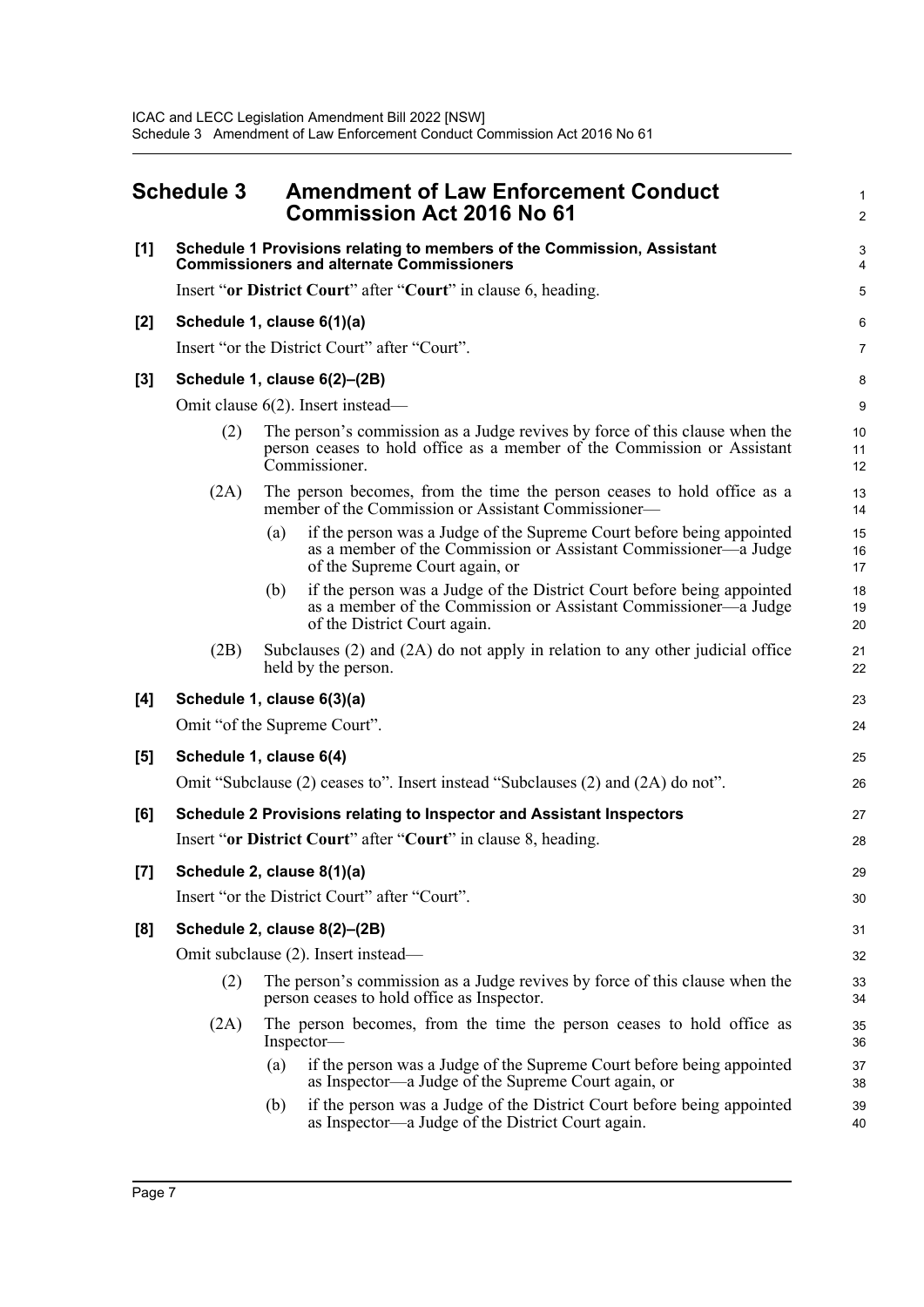## Schedule 3 Amendment of Law Enforcement Conduct Commission Act 2016 No 61

**[1] Schedule 1 Provisions relating to members of the Commission, Assistant Commissioners and alternate Commissioners**

Insert "**or District Court**" after "**Court**" in clause 6, heading.

**[2] Schedule 1, clause 6(1)(a)**

Insert "or the District Court" after "Court".

**[3] Schedule 1, clause 6(2)–(2B)**

Omit clause 6(2). Insert instead—

(2) The person's commission as a Judge revives by force of this clause when the person ceases to hold office as a member of the Commission or Assistant Commissioner.

(2A) The person becomes, from the time the person ceases to hold office as a member of the Commission or Assistant Commissioner—

(a) if the person was a Judge of the Supreme Court before being appointed as a member of the Commission or Assistant Commissioner—a Judge of the Supreme Court again, or

(b) if the person was a Judge of the District Court before being appointed as a member of the Commission or Assistant Commissioner—a Judge of the District Court again.

(2B) Subclauses (2) and (2A) do not apply in relation to any other judicial office held by the person.

**[4] Schedule 1, clause 6(3)(a)**

Omit "of the Supreme Court".

**[5] Schedule 1, clause 6(4)**

Omit "Subclause (2) ceases to". Insert instead "Subclauses (2) and (2A) do not".

**[6] Schedule 2 Provisions relating to Inspector and Assistant Inspectors**

Insert "**or District Court**" after "**Court**" in clause 8, heading.

**[7] Schedule 2, clause 8(1)(a)**

Insert "or the District Court" after "Court".

**[8] Schedule 2, clause 8(2)–(2B)**

Omit subclause (2). Insert instead—

(2) The person's commission as a Judge revives by force of this clause when the person ceases to hold office as Inspector.

(2A) The person becomes, from the time the person ceases to hold office as Inspector—

(a) if the person was a Judge of the Supreme Court before being appointed as Inspector—a Judge of the Supreme Court again, or

(b) if the person was a Judge of the District Court before being appointed as Inspector—a Judge of the District Court again.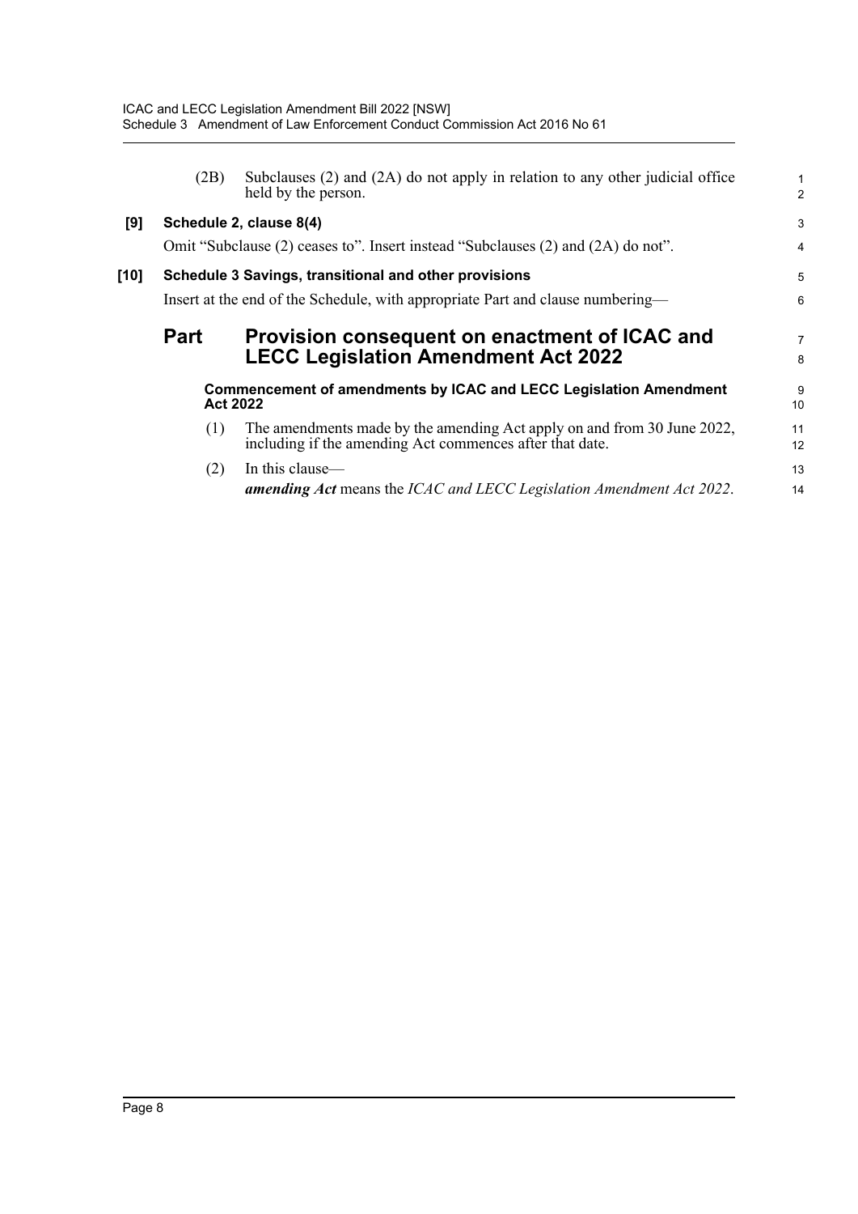(2B) Subclauses (2) and (2A) do not apply in relation to any other judicial office held by the person.

**[9] Schedule 2, clause 8(4)**

Omit "Subclause (2) ceases to". Insert instead "Subclauses (2) and (2A) do not".

**[10] Schedule 3 Savings, transitional and other provisions**

Insert at the end of the Schedule, with appropriate Part and clause numbering—

## Part Provision consequent on enactment of ICAC and LECC Legislation Amendment Act 2022

**Commencement of amendments by ICAC and LECC Legislation Amendment Act 2022**

(1) The amendments made by the amending Act apply on and from 30 June 2022, including if the amending Act commences after that date.

(2) In this clause—

***amending Act*** means the *ICAC and LECC Legislation Amendment Act 2022*.